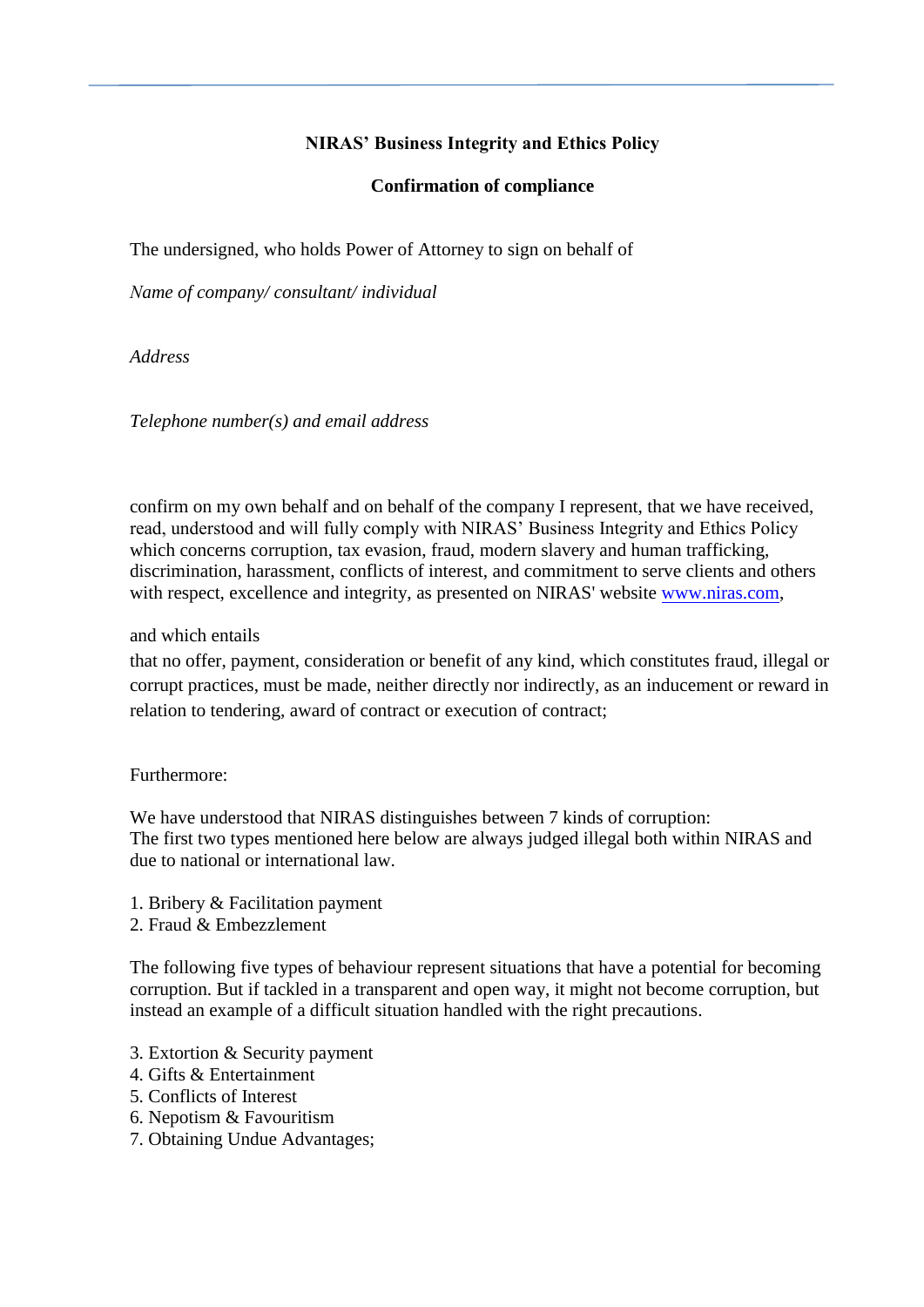**NIRAS' Business Integrity and Ethics Policy**

**Confirmation of compliance**

The undersigned, who holds Power of Attorney to sign on behalf of

*Name of company/ consultant/ individual*

*Address*

*Telephone number(s) and email address*

confirm on my own behalf and on behalf of the company I represent, that we have received, read, understood and will fully comply with NIRAS' Business Integrity and Ethics Policy which concerns corruption, tax evasion, fraud, modern slavery and human trafficking, discrimination, harassment, conflicts of interest, and commitment to serve clients and others with respect, excellence and integrity, as presented on NIRAS' website [www.niras.com](http://www.niras.com),

and which entails

that no offer, payment, consideration or benefit of any kind, which constitutes fraud, illegal or corrupt practices, must be made, neither directly nor indirectly, as an inducement or reward in relation to tendering, award of contract or execution of contract;

Furthermore:

We have understood that NIRAS distinguishes between 7 kinds of corruption:
The first two types mentioned here below are always judged illegal both within NIRAS and due to national or international law.

1. Bribery & Facilitation payment
2. Fraud & Embezzlement

The following five types of behaviour represent situations that have a potential for becoming corruption. But if tackled in a transparent and open way, it might not become corruption, but instead an example of a difficult situation handled with the right precautions.

3. Extortion & Security payment
4. Gifts & Entertainment
5. Conflicts of Interest
6. Nepotism & Favouritism
7. Obtaining Undue Advantages;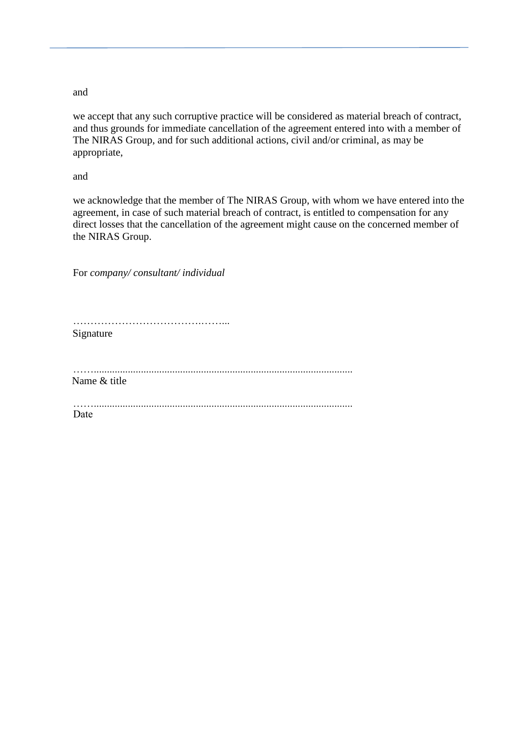and

we accept that any such corruptive practice will be considered as material breach of contract, and thus grounds for immediate cancellation of the agreement entered into with a member of The NIRAS Group, and for such additional actions, civil and/or criminal, as may be appropriate,

and

we acknowledge that the member of The NIRAS Group, with whom we have entered into the agreement, in case of such material breach of contract, is entitled to compensation for any direct losses that the cancellation of the agreement might cause on the concerned member of the NIRAS Group.

For *company/ consultant/ individual*

…………………………………….……...
Signature

……..................................................................................................
Name & title

……..................................................................................................
Date